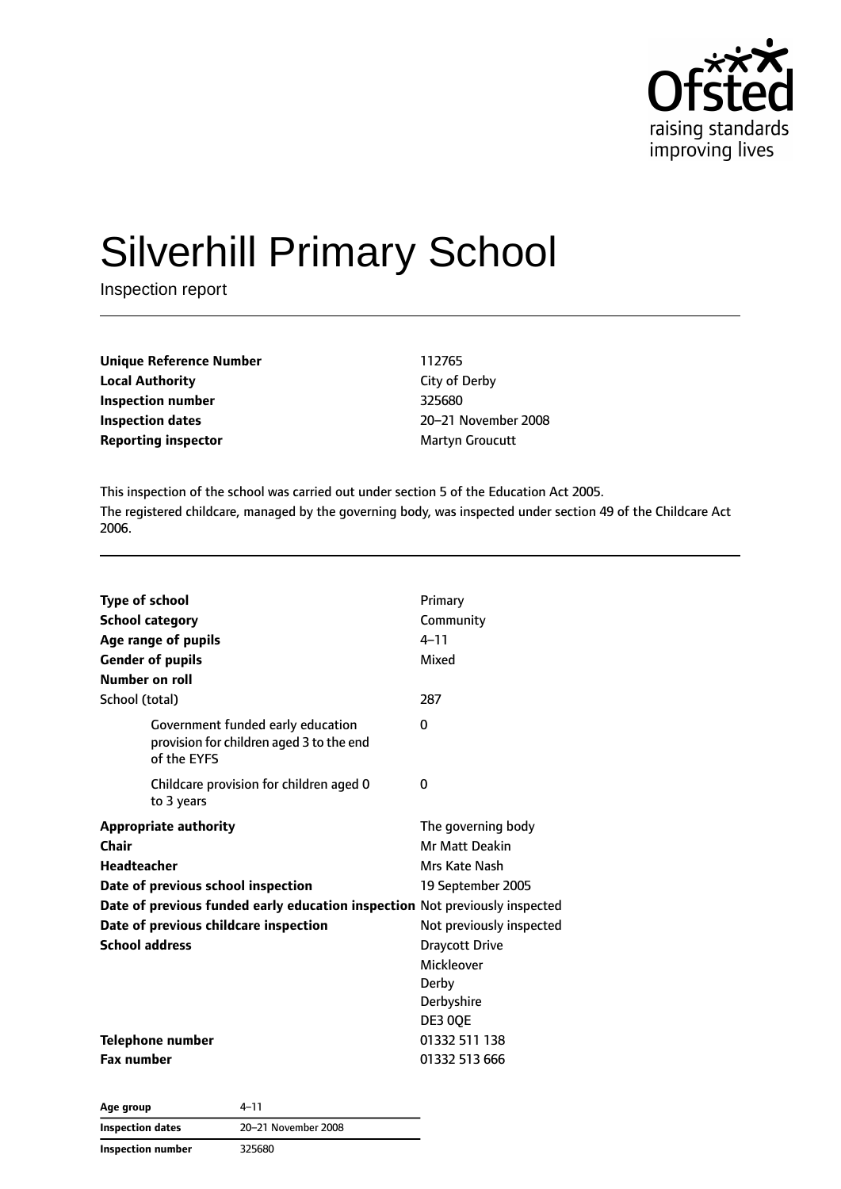# Silverhill Primary School

Inspection report

| | |
|---|---|
| **Unique Reference Number** | 112765 |
| **Local Authority** | City of Derby |
| **Inspection number** | 325680 |
| **Inspection dates** | 20–21 November 2008 |
| **Reporting inspector** | Martyn Groucutt |

This inspection of the school was carried out under section 5 of the Education Act 2005.

The registered childcare, managed by the governing body, was inspected under section 49 of the Childcare Act 2006.

| | |
|---|---|
| **Type of school** | Primary |
| **School category** | Community |
| **Age range of pupils** | 4–11 |
| **Gender of pupils** | Mixed |
| **Number on roll** | |
| School (total) | 287 |
| Government funded early education provision for children aged 3 to the end of the EYFS | 0 |
| Childcare provision for children aged 0 to 3 years | 0 |
| **Appropriate authority** | The governing body |
| **Chair** | Mr Matt Deakin |
| **Headteacher** | Mrs Kate Nash |
| **Date of previous school inspection** | 19 September 2005 |
| **Date of previous funded early education inspection** | Not previously inspected |
| **Date of previous childcare inspection** | Not previously inspected |
| **School address** | Draycott Drive<br>Mickleover<br>Derby<br>Derbyshire<br>DE3 0QE |
| **Telephone number** | 01332 511 138 |
| **Fax number** | 01332 513 666 |

| | |
|---|---|
| **Age group** | 4–11 |
| **Inspection dates** | 20–21 November 2008 |
| **Inspection number** | 325680 |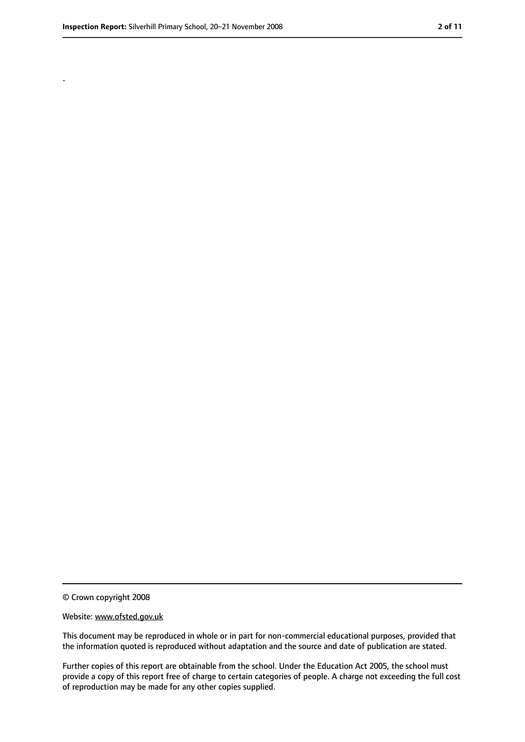.

© Crown copyright 2008

Website: www.ofsted.gov.uk

This document may be reproduced in whole or in part for non-commercial educational purposes, provided that the information quoted is reproduced without adaptation and the source and date of publication are stated.

Further copies of this report are obtainable from the school. Under the Education Act 2005, the school must provide a copy of this report free of charge to certain categories of people. A charge not exceeding the full cost of reproduction may be made for any other copies supplied.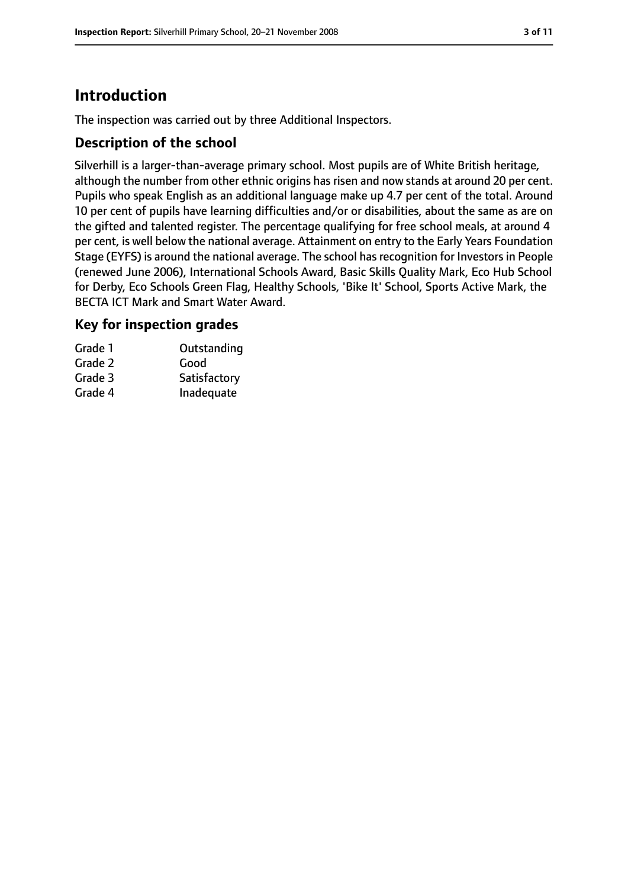# Introduction

The inspection was carried out by three Additional Inspectors.

## Description of the school

Silverhill is a larger-than-average primary school. Most pupils are of White British heritage, although the number from other ethnic origins has risen and now stands at around 20 per cent. Pupils who speak English as an additional language make up 4.7 per cent of the total. Around 10 per cent of pupils have learning difficulties and/or or disabilities, about the same as are on the gifted and talented register. The percentage qualifying for free school meals, at around 4 per cent, is well below the national average. Attainment on entry to the Early Years Foundation Stage (EYFS) is around the national average. The school has recognition for Investors in People (renewed June 2006), International Schools Award, Basic Skills Quality Mark, Eco Hub School for Derby, Eco Schools Green Flag, Healthy Schools, 'Bike It' School, Sports Active Mark, the BECTA ICT Mark and Smart Water Award.

## Key for inspection grades

| | |
|---|---|
| Grade 1 | Outstanding |
| Grade 2 | Good |
| Grade 3 | Satisfactory |
| Grade 4 | Inadequate |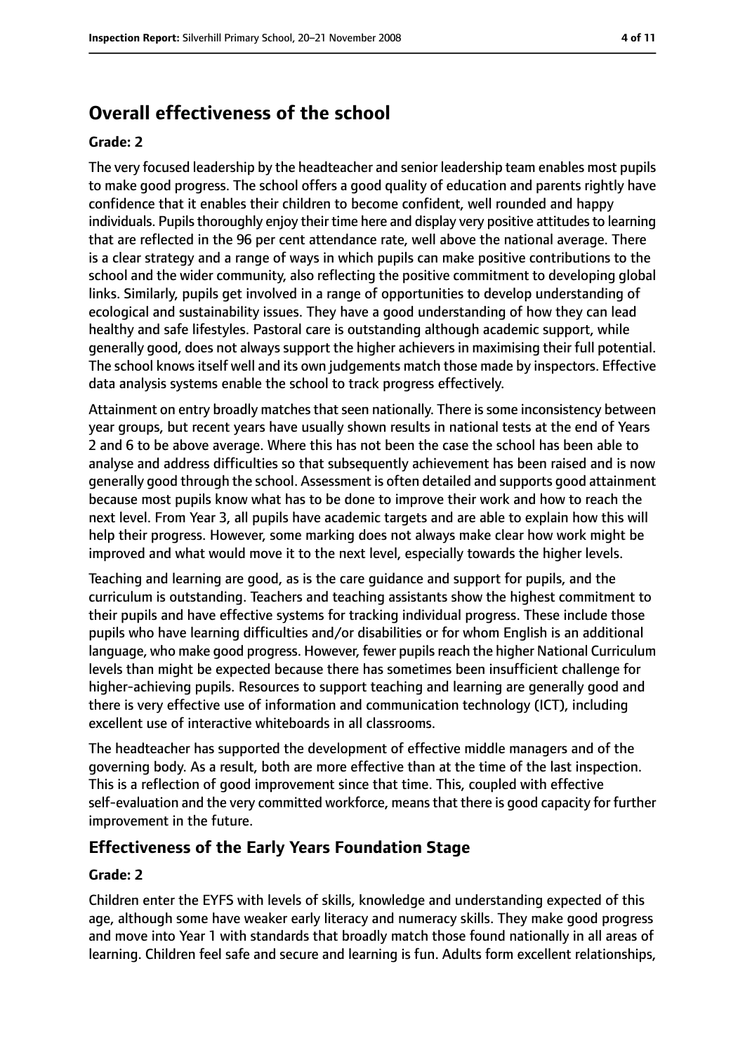## Overall effectiveness of the school

**Grade: 2**

The very focused leadership by the headteacher and senior leadership team enables most pupils to make good progress. The school offers a good quality of education and parents rightly have confidence that it enables their children to become confident, well rounded and happy individuals. Pupils thoroughly enjoy their time here and display very positive attitudes to learning that are reflected in the 96 per cent attendance rate, well above the national average. There is a clear strategy and a range of ways in which pupils can make positive contributions to the school and the wider community, also reflecting the positive commitment to developing global links. Similarly, pupils get involved in a range of opportunities to develop understanding of ecological and sustainability issues. They have a good understanding of how they can lead healthy and safe lifestyles. Pastoral care is outstanding although academic support, while generally good, does not always support the higher achievers in maximising their full potential. The school knows itself well and its own judgements match those made by inspectors. Effective data analysis systems enable the school to track progress effectively.

Attainment on entry broadly matches that seen nationally. There is some inconsistency between year groups, but recent years have usually shown results in national tests at the end of Years 2 and 6 to be above average. Where this has not been the case the school has been able to analyse and address difficulties so that subsequently achievement has been raised and is now generally good through the school. Assessment is often detailed and supports good attainment because most pupils know what has to be done to improve their work and how to reach the next level. From Year 3, all pupils have academic targets and are able to explain how this will help their progress. However, some marking does not always make clear how work might be improved and what would move it to the next level, especially towards the higher levels.

Teaching and learning are good, as is the care guidance and support for pupils, and the curriculum is outstanding. Teachers and teaching assistants show the highest commitment to their pupils and have effective systems for tracking individual progress. These include those pupils who have learning difficulties and/or disabilities or for whom English is an additional language, who make good progress. However, fewer pupils reach the higher National Curriculum levels than might be expected because there has sometimes been insufficient challenge for higher-achieving pupils. Resources to support teaching and learning are generally good and there is very effective use of information and communication technology (ICT), including excellent use of interactive whiteboards in all classrooms.

The headteacher has supported the development of effective middle managers and of the governing body. As a result, both are more effective than at the time of the last inspection. This is a reflection of good improvement since that time. This, coupled with effective self-evaluation and the very committed workforce, means that there is good capacity for further improvement in the future.

### Effectiveness of the Early Years Foundation Stage

**Grade: 2**

Children enter the EYFS with levels of skills, knowledge and understanding expected of this age, although some have weaker early literacy and numeracy skills. They make good progress and move into Year 1 with standards that broadly match those found nationally in all areas of learning. Children feel safe and secure and learning is fun. Adults form excellent relationships,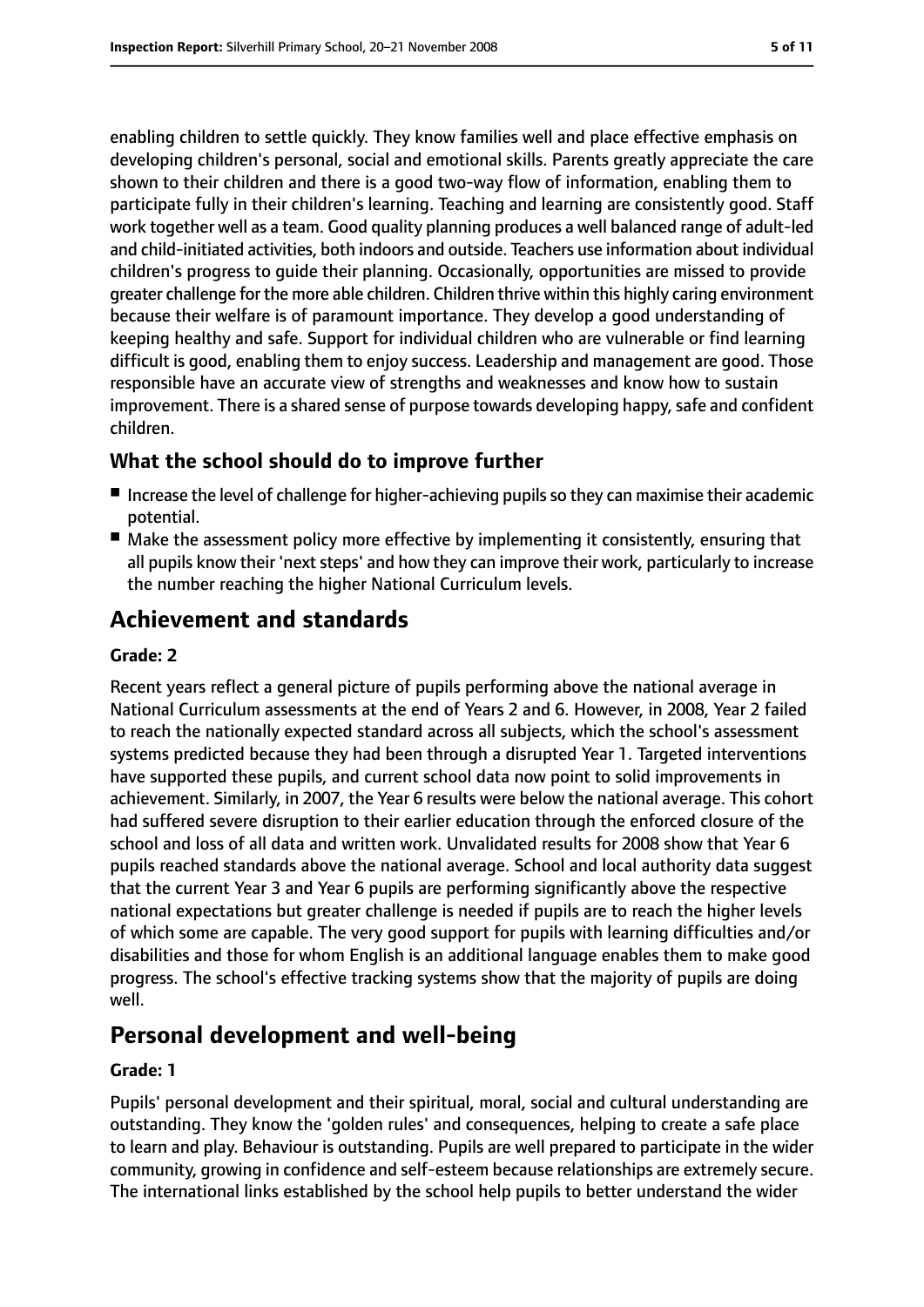enabling children to settle quickly. They know families well and place effective emphasis on developing children's personal, social and emotional skills. Parents greatly appreciate the care shown to their children and there is a good two-way flow of information, enabling them to participate fully in their children's learning. Teaching and learning are consistently good. Staff work together well as a team. Good quality planning produces a well balanced range of adult-led and child-initiated activities, both indoors and outside. Teachers use information about individual children's progress to guide their planning. Occasionally, opportunities are missed to provide greater challenge for the more able children. Children thrive within this highly caring environment because their welfare is of paramount importance. They develop a good understanding of keeping healthy and safe. Support for individual children who are vulnerable or find learning difficult is good, enabling them to enjoy success. Leadership and management are good. Those responsible have an accurate view of strengths and weaknesses and know how to sustain improvement. There is a shared sense of purpose towards developing happy, safe and confident children.

### What the school should do to improve further

- Increase the level of challenge for higher-achieving pupils so they can maximise their academic potential.
- Make the assessment policy more effective by implementing it consistently, ensuring that all pupils know their 'next steps' and how they can improve their work, particularly to increase the number reaching the higher National Curriculum levels.

## Achievement and standards

#### Grade: 2

Recent years reflect a general picture of pupils performing above the national average in National Curriculum assessments at the end of Years 2 and 6. However, in 2008, Year 2 failed to reach the nationally expected standard across all subjects, which the school's assessment systems predicted because they had been through a disrupted Year 1. Targeted interventions have supported these pupils, and current school data now point to solid improvements in achievement. Similarly, in 2007, the Year 6 results were below the national average. This cohort had suffered severe disruption to their earlier education through the enforced closure of the school and loss of all data and written work. Unvalidated results for 2008 show that Year 6 pupils reached standards above the national average. School and local authority data suggest that the current Year 3 and Year 6 pupils are performing significantly above the respective national expectations but greater challenge is needed if pupils are to reach the higher levels of which some are capable. The very good support for pupils with learning difficulties and/or disabilities and those for whom English is an additional language enables them to make good progress. The school's effective tracking systems show that the majority of pupils are doing well.

## Personal development and well-being

#### Grade: 1

Pupils' personal development and their spiritual, moral, social and cultural understanding are outstanding. They know the 'golden rules' and consequences, helping to create a safe place to learn and play. Behaviour is outstanding. Pupils are well prepared to participate in the wider community, growing in confidence and self-esteem because relationships are extremely secure. The international links established by the school help pupils to better understand the wider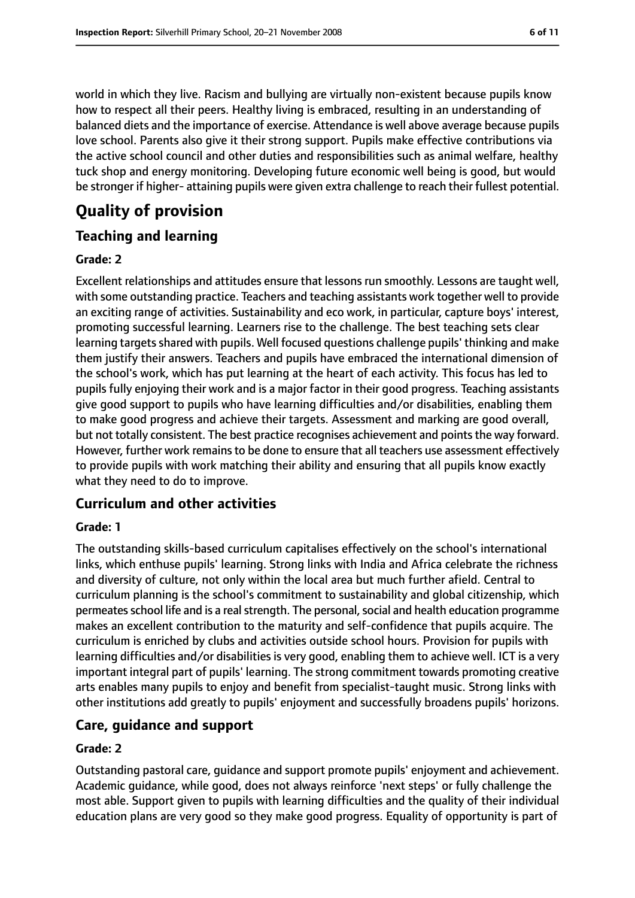world in which they live. Racism and bullying are virtually non-existent because pupils know how to respect all their peers. Healthy living is embraced, resulting in an understanding of balanced diets and the importance of exercise. Attendance is well above average because pupils love school. Parents also give it their strong support. Pupils make effective contributions via the active school council and other duties and responsibilities such as animal welfare, healthy tuck shop and energy monitoring. Developing future economic well being is good, but would be stronger if higher- attaining pupils were given extra challenge to reach their fullest potential.

# Quality of provision

## Teaching and learning

### Grade: 2

Excellent relationships and attitudes ensure that lessons run smoothly. Lessons are taught well, with some outstanding practice. Teachers and teaching assistants work together well to provide an exciting range of activities. Sustainability and eco work, in particular, capture boys' interest, promoting successful learning. Learners rise to the challenge. The best teaching sets clear learning targets shared with pupils. Well focused questions challenge pupils' thinking and make them justify their answers. Teachers and pupils have embraced the international dimension of the school's work, which has put learning at the heart of each activity. This focus has led to pupils fully enjoying their work and is a major factor in their good progress. Teaching assistants give good support to pupils who have learning difficulties and/or disabilities, enabling them to make good progress and achieve their targets. Assessment and marking are good overall, but not totally consistent. The best practice recognises achievement and points the way forward. However, further work remains to be done to ensure that all teachers use assessment effectively to provide pupils with work matching their ability and ensuring that all pupils know exactly what they need to do to improve.

## Curriculum and other activities

### Grade: 1

The outstanding skills-based curriculum capitalises effectively on the school's international links, which enthuse pupils' learning. Strong links with India and Africa celebrate the richness and diversity of culture, not only within the local area but much further afield. Central to curriculum planning is the school's commitment to sustainability and global citizenship, which permeates school life and is a real strength. The personal, social and health education programme makes an excellent contribution to the maturity and self-confidence that pupils acquire. The curriculum is enriched by clubs and activities outside school hours. Provision for pupils with learning difficulties and/or disabilities is very good, enabling them to achieve well. ICT is a very important integral part of pupils' learning. The strong commitment towards promoting creative arts enables many pupils to enjoy and benefit from specialist-taught music. Strong links with other institutions add greatly to pupils' enjoyment and successfully broadens pupils' horizons.

## Care, guidance and support

### Grade: 2

Outstanding pastoral care, guidance and support promote pupils' enjoyment and achievement. Academic guidance, while good, does not always reinforce 'next steps' or fully challenge the most able. Support given to pupils with learning difficulties and the quality of their individual education plans are very good so they make good progress. Equality of opportunity is part of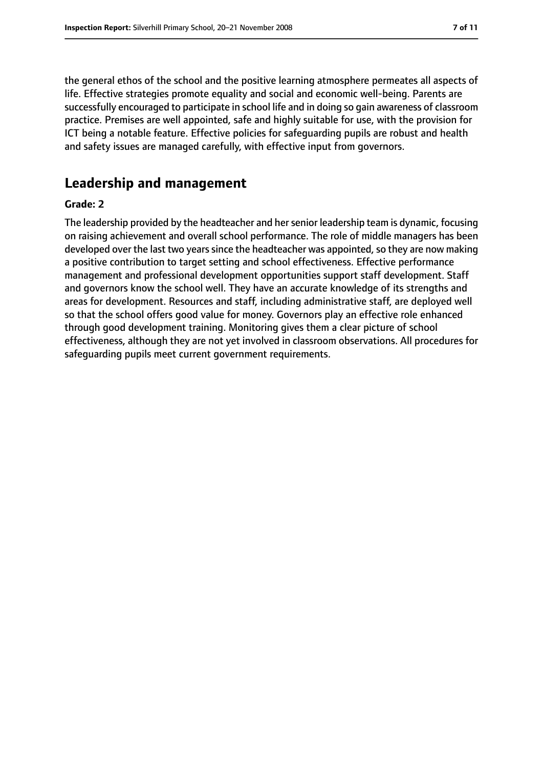the general ethos of the school and the positive learning atmosphere permeates all aspects of life. Effective strategies promote equality and social and economic well-being. Parents are successfully encouraged to participate in school life and in doing so gain awareness of classroom practice. Premises are well appointed, safe and highly suitable for use, with the provision for ICT being a notable feature. Effective policies for safeguarding pupils are robust and health and safety issues are managed carefully, with effective input from governors.

## Leadership and management

**Grade: 2**

The leadership provided by the headteacher and her senior leadership team is dynamic, focusing on raising achievement and overall school performance. The role of middle managers has been developed over the last two years since the headteacher was appointed, so they are now making a positive contribution to target setting and school effectiveness. Effective performance management and professional development opportunities support staff development. Staff and governors know the school well. They have an accurate knowledge of its strengths and areas for development. Resources and staff, including administrative staff, are deployed well so that the school offers good value for money. Governors play an effective role enhanced through good development training. Monitoring gives them a clear picture of school effectiveness, although they are not yet involved in classroom observations. All procedures for safeguarding pupils meet current government requirements.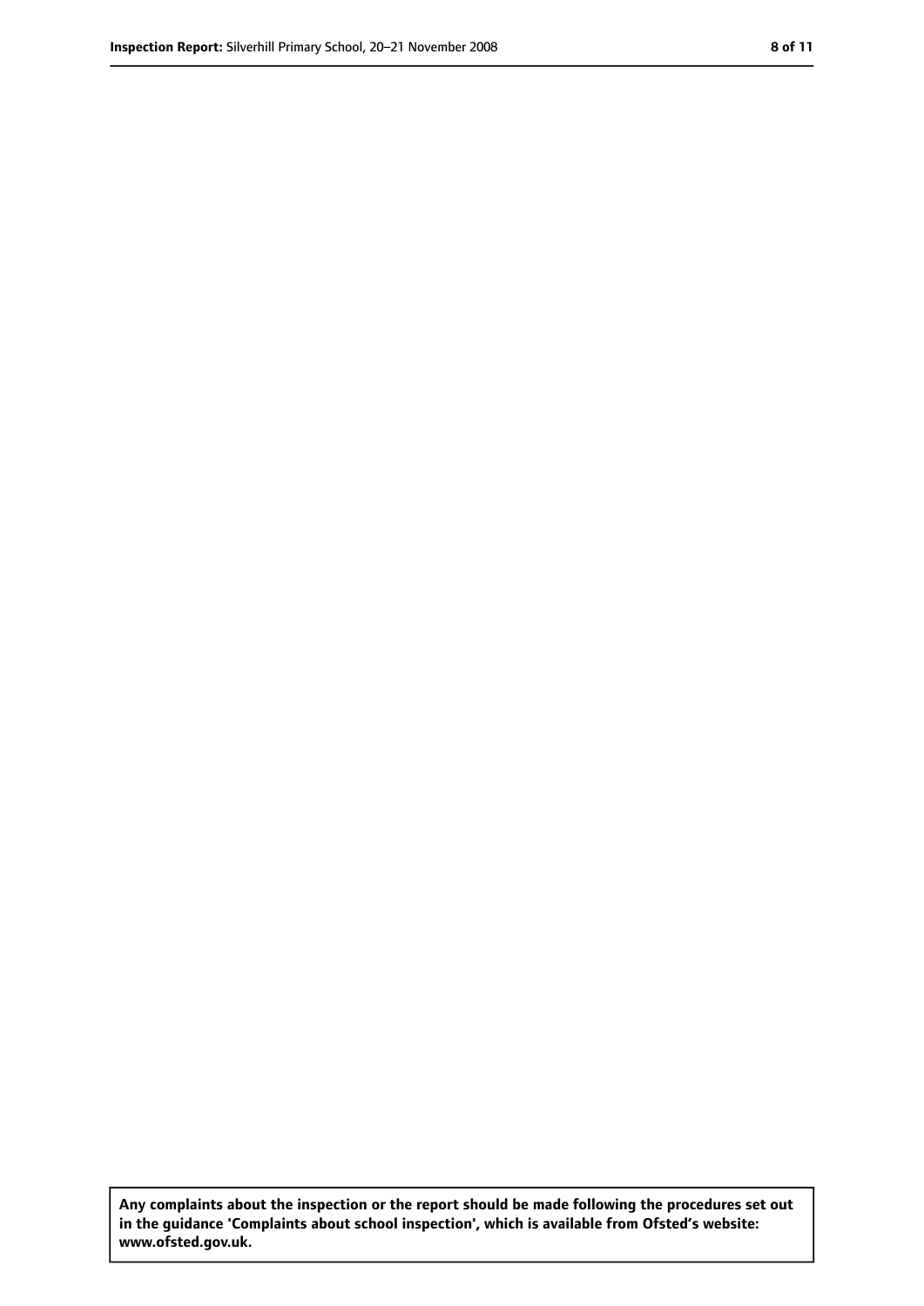**Any complaints about the inspection or the report should be made following the procedures set out in the guidance 'Complaints about school inspection', which is available from Ofsted's website: www.ofsted.gov.uk.**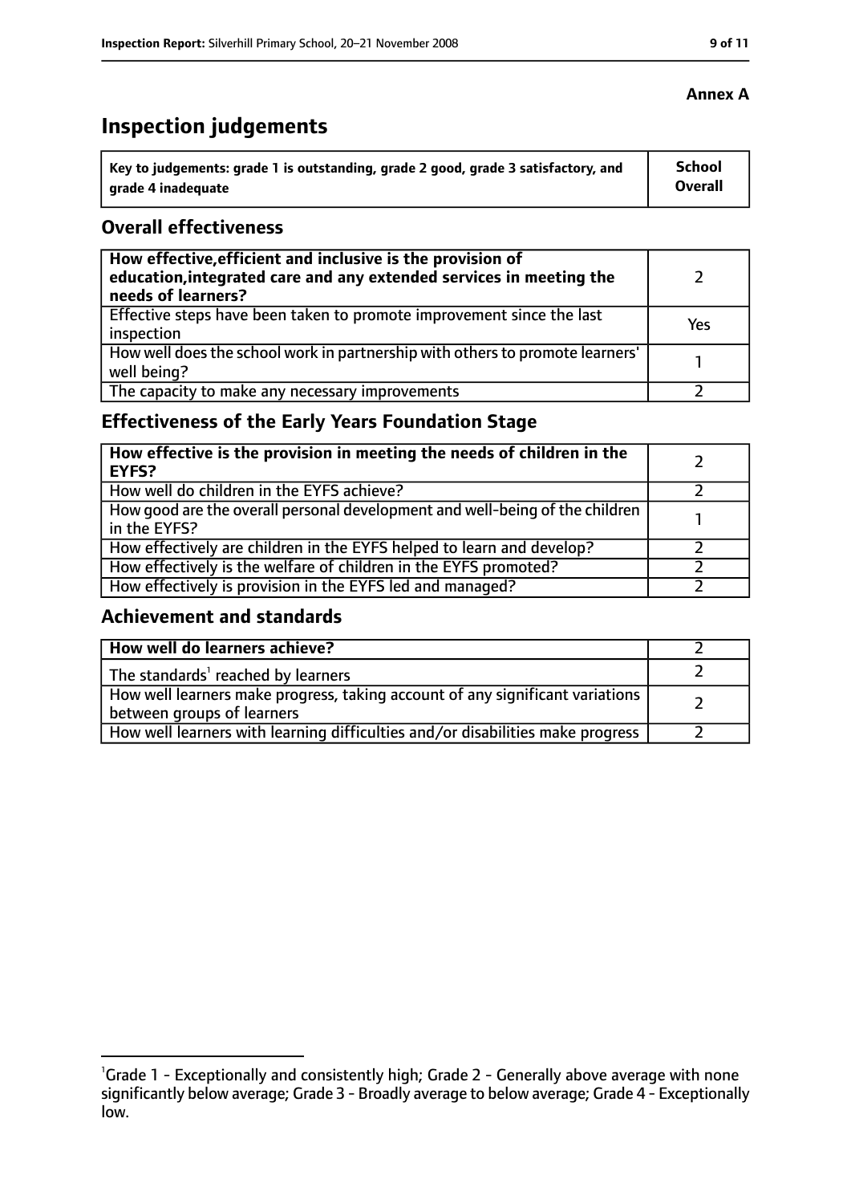**Annex A**

# Inspection judgements

| Key to judgements: grade 1 is outstanding, grade 2 good, grade 3 satisfactory, and grade 4 inadequate | School Overall |
|---|---|

## Overall effectiveness

| | |
|---|---|
| **How effective, efficient and inclusive is the provision of education, integrated care and any extended services in meeting the needs of learners?** | 2 |
| Effective steps have been taken to promote improvement since the last inspection | Yes |
| How well does the school work in partnership with others to promote learners' well being? | 1 |
| The capacity to make any necessary improvements | 2 |

## Effectiveness of the Early Years Foundation Stage

| | |
|---|---|
| **How effective is the provision in meeting the needs of children in the EYFS?** | 2 |
| How well do children in the EYFS achieve? | 2 |
| How good are the overall personal development and well-being of the children in the EYFS? | 1 |
| How effectively are children in the EYFS helped to learn and develop? | 2 |
| How effectively is the welfare of children in the EYFS promoted? | 2 |
| How effectively is provision in the EYFS led and managed? | 2 |

## Achievement and standards

| | |
|---|---|
| **How well do learners achieve?** | 2 |
| The standards[1] reached by learners | 2 |
| How well learners make progress, taking account of any significant variations between groups of learners | 2 |
| How well learners with learning difficulties and/or disabilities make progress | 2 |

[1]Grade 1 - Exceptionally and consistently high; Grade 2 - Generally above average with none significantly below average; Grade 3 - Broadly average to below average; Grade 4 - Exceptionally low.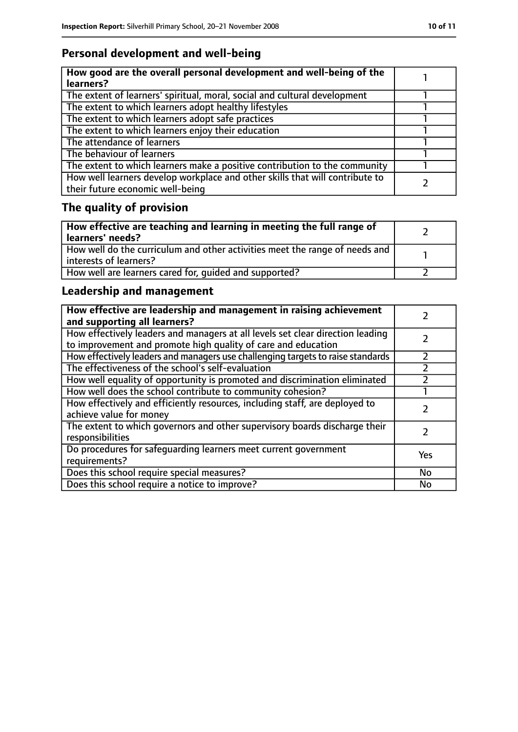## Personal development and well-being

| How good are the overall personal development and well-being of the learners? | 1 |
|---|---|
| The extent of learners' spiritual, moral, social and cultural development | 1 |
| The extent to which learners adopt healthy lifestyles | 1 |
| The extent to which learners adopt safe practices | 1 |
| The extent to which learners enjoy their education | 1 |
| The attendance of learners | 1 |
| The behaviour of learners | 1 |
| The extent to which learners make a positive contribution to the community | 1 |
| How well learners develop workplace and other skills that will contribute to their future economic well-being | 2 |

## The quality of provision

| How effective are teaching and learning in meeting the full range of learners' needs? | 2 |
|---|---|
| How well do the curriculum and other activities meet the range of needs and interests of learners? | 1 |
| How well are learners cared for, guided and supported? | 2 |

## Leadership and management

| How effective are leadership and management in raising achievement and supporting all learners? | 2 |
|---|---|
| How effectively leaders and managers at all levels set clear direction leading to improvement and promote high quality of care and education | 2 |
| How effectively leaders and managers use challenging targets to raise standards | 2 |
| The effectiveness of the school's self-evaluation | 2 |
| How well equality of opportunity is promoted and discrimination eliminated | 2 |
| How well does the school contribute to community cohesion? | 1 |
| How effectively and efficiently resources, including staff, are deployed to achieve value for money | 2 |
| The extent to which governors and other supervisory boards discharge their responsibilities | 2 |
| Do procedures for safeguarding learners meet current government requirements? | Yes |
| Does this school require special measures? | No |
| Does this school require a notice to improve? | No |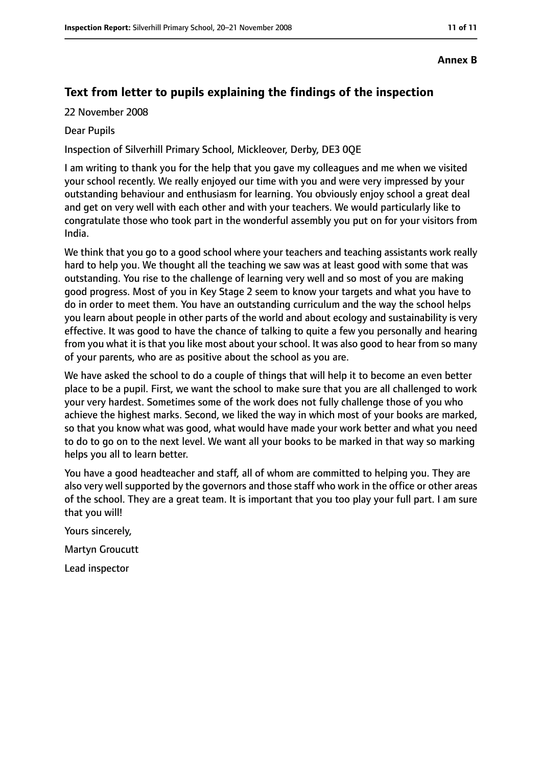**Annex B**

## Text from letter to pupils explaining the findings of the inspection

22 November 2008

Dear Pupils

Inspection of Silverhill Primary School, Mickleover, Derby, DE3 0QE

I am writing to thank you for the help that you gave my colleagues and me when we visited your school recently. We really enjoyed our time with you and were very impressed by your outstanding behaviour and enthusiasm for learning. You obviously enjoy school a great deal and get on very well with each other and with your teachers. We would particularly like to congratulate those who took part in the wonderful assembly you put on for your visitors from India.

We think that you go to a good school where your teachers and teaching assistants work really hard to help you. We thought all the teaching we saw was at least good with some that was outstanding. You rise to the challenge of learning very well and so most of you are making good progress. Most of you in Key Stage 2 seem to know your targets and what you have to do in order to meet them. You have an outstanding curriculum and the way the school helps you learn about people in other parts of the world and about ecology and sustainability is very effective. It was good to have the chance of talking to quite a few you personally and hearing from you what it is that you like most about your school. It was also good to hear from so many of your parents, who are as positive about the school as you are.

We have asked the school to do a couple of things that will help it to become an even better place to be a pupil. First, we want the school to make sure that you are all challenged to work your very hardest. Sometimes some of the work does not fully challenge those of you who achieve the highest marks. Second, we liked the way in which most of your books are marked, so that you know what was good, what would have made your work better and what you need to do to go on to the next level. We want all your books to be marked in that way so marking helps you all to learn better.

You have a good headteacher and staff, all of whom are committed to helping you. They are also very well supported by the governors and those staff who work in the office or other areas of the school. They are a great team. It is important that you too play your full part. I am sure that you will!

Yours sincerely,

Martyn Groucutt

Lead inspector